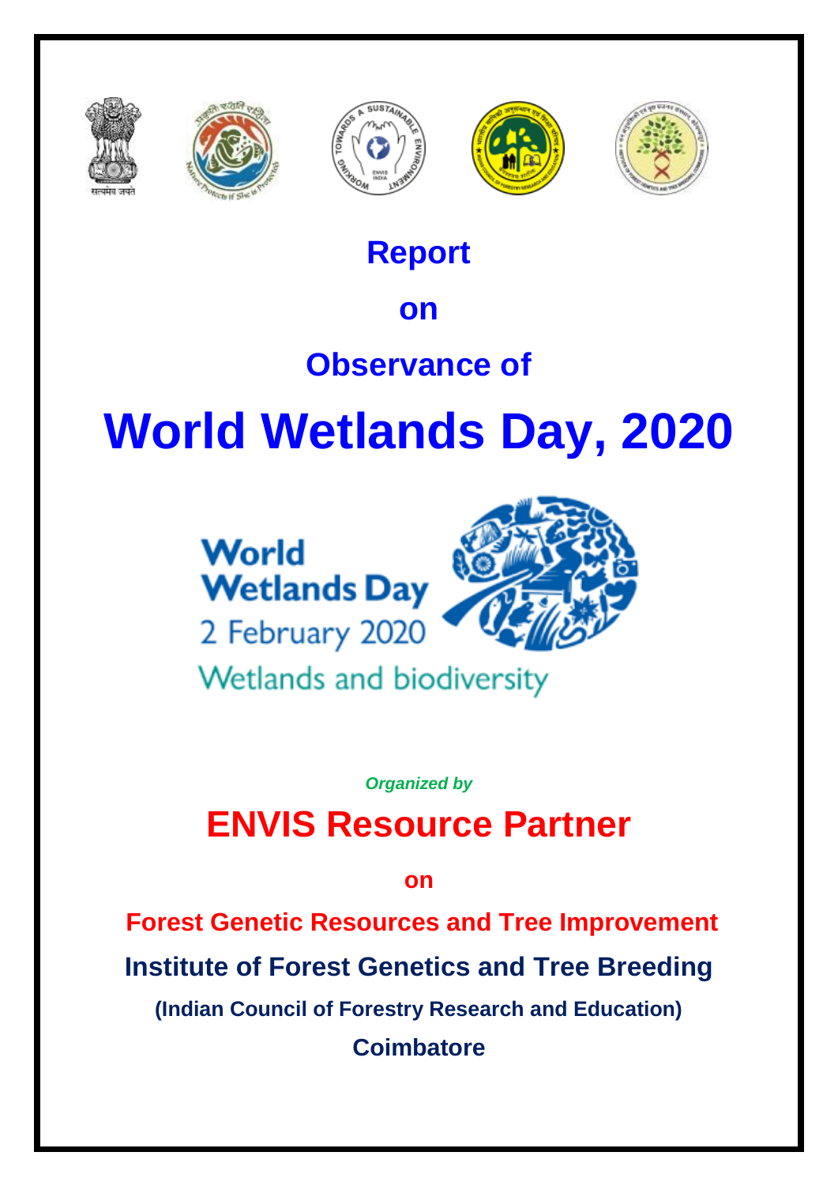# Report

# on

# Observance of

# World Wetlands Day, 2020

World Wetlands Day

2 February 2020

Wetlands and biodiversity

*Organized by*

## ENVIS Resource Partner

**on**

**Forest Genetic Resources and Tree Improvement**

**Institute of Forest Genetics and Tree Breeding**

**(Indian Council of Forestry Research and Education)**

**Coimbatore**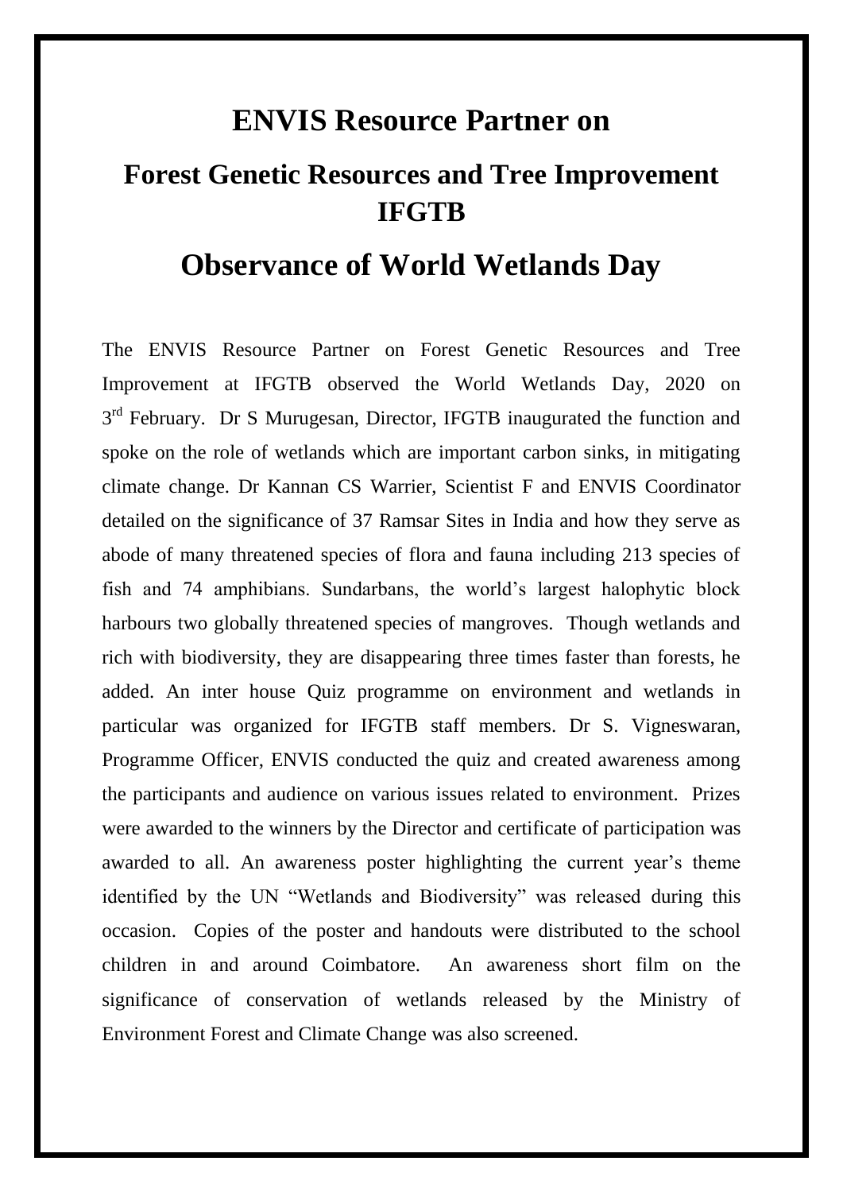# ENVIS Resource Partner on

## Forest Genetic Resources and Tree Improvement IFGTB

# Observance of World Wetlands Day

The ENVIS Resource Partner on Forest Genetic Resources and Tree Improvement at IFGTB observed the World Wetlands Day, 2020 on 3rd February. Dr S Murugesan, Director, IFGTB inaugurated the function and spoke on the role of wetlands which are important carbon sinks, in mitigating climate change. Dr Kannan CS Warrier, Scientist F and ENVIS Coordinator detailed on the significance of 37 Ramsar Sites in India and how they serve as abode of many threatened species of flora and fauna including 213 species of fish and 74 amphibians. Sundarbans, the world's largest halophytic block harbours two globally threatened species of mangroves. Though wetlands and rich with biodiversity, they are disappearing three times faster than forests, he added. An inter house Quiz programme on environment and wetlands in particular was organized for IFGTB staff members. Dr S. Vigneswaran, Programme Officer, ENVIS conducted the quiz and created awareness among the participants and audience on various issues related to environment. Prizes were awarded to the winners by the Director and certificate of participation was awarded to all. An awareness poster highlighting the current year's theme identified by the UN "Wetlands and Biodiversity" was released during this occasion. Copies of the poster and handouts were distributed to the school children in and around Coimbatore. An awareness short film on the significance of conservation of wetlands released by the Ministry of Environment Forest and Climate Change was also screened.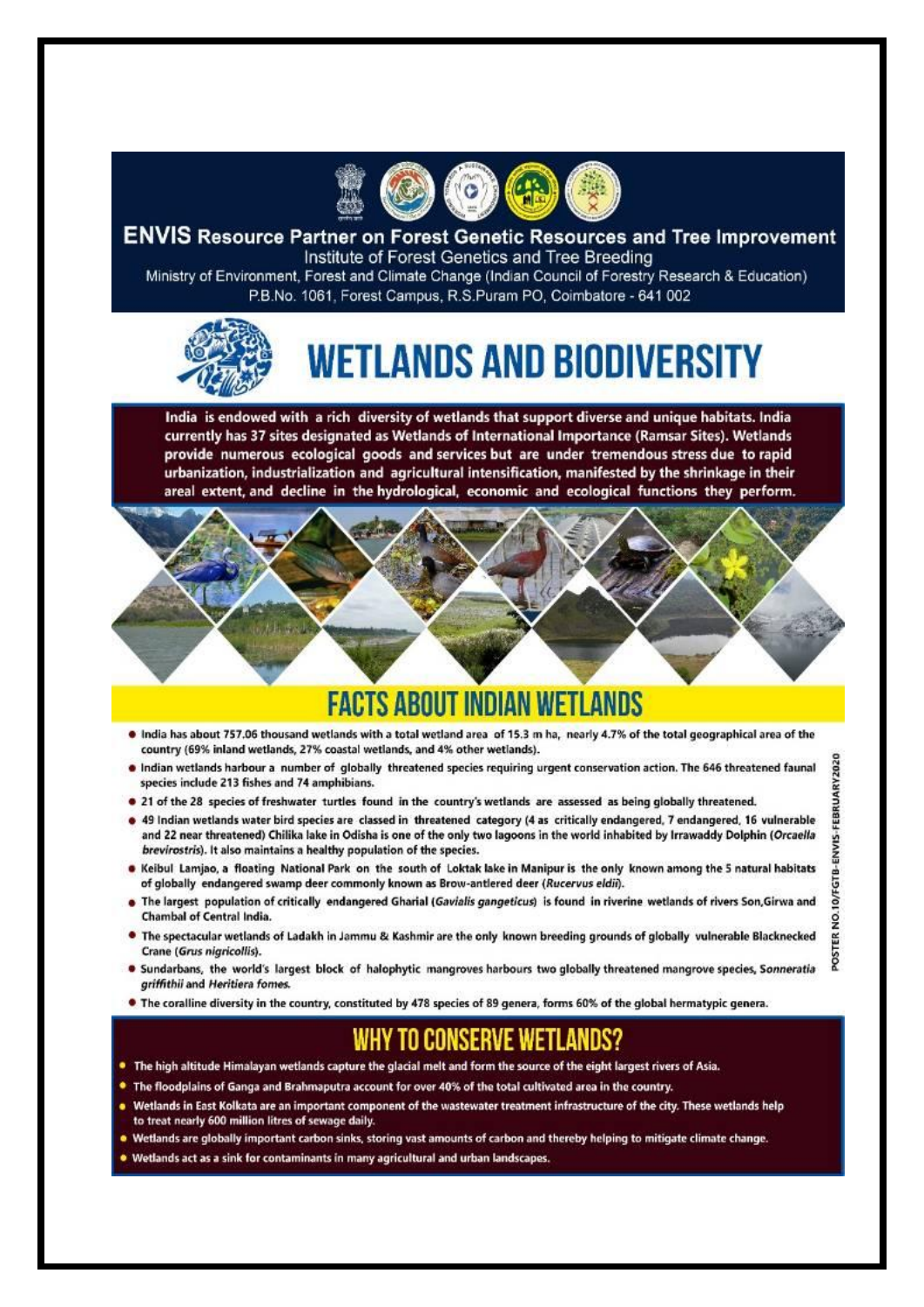**ENVIS Resource Partner on Forest Genetic Resources and Tree Improvement**
Institute of Forest Genetics and Tree Breeding
Ministry of Environment, Forest and Climate Change (Indian Council of Forestry Research & Education)
P.B.No. 1061, Forest Campus, R.S.Puram PO, Coimbatore - 641 002

# WETLANDS AND BIODIVERSITY

**India is endowed with a rich diversity of wetlands that support diverse and unique habitats. India currently has 37 sites designated as Wetlands of International Importance (Ramsar Sites). Wetlands provide numerous ecological goods and services but are under tremendous stress due to rapid urbanization, industrialization and agricultural intensification, manifested by the shrinkage in their areal extent, and decline in the hydrological, economic and ecological functions they perform.**

## FACTS ABOUT INDIAN WETLANDS

- India has about 757.06 thousand wetlands with a total wetland area of 15.3 m ha, nearly 4.7% of the total geographical area of the country (69% inland wetlands, 27% coastal wetlands, and 4% other wetlands).
- Indian wetlands harbour a number of globally threatened species requiring urgent conservation action. The 646 threatened faunal species include 213 fishes and 74 amphibians.
- 21 of the 28 species of freshwater turtles found in the country's wetlands are assessed as being globally threatened.
- 49 Indian wetlands water bird species are classed in threatened category (4 as critically endangered, 7 endangered, 16 vulnerable and 22 near threatened) Chilika lake in Odisha is one of the only two lagoons in the world inhabited by Irrawaddy Dolphin (*Orcaella brevirostris*). It also maintains a healthy population of the species.
- Keibul Lamjao, a floating National Park on the south of Loktak lake in Manipur is the only known among the 5 natural habitats of globally endangered swamp deer commonly known as Brow-antlered deer (*Rucervus eldii*).
- The largest population of critically endangered Gharial (*Gavialis gangeticus*) is found in riverine wetlands of rivers Son, Girwa and Chambal of Central India.
- The spectacular wetlands of Ladakh in Jammu & Kashmir are the only known breeding grounds of globally vulnerable Blacknecked Crane (*Grus nigricollis*).
- Sundarbans, the world's largest block of halophytic mangroves harbours two globally threatened mangrove species, *Sonneratia griffithii* and *Heritiera fomes*.
- The coralline diversity in the country, constituted by 478 species of 89 genera, forms 60% of the global hermatypic genera.

POSTER NO.10/FGTB-ENVIS-FEBRUARY2020

## WHY TO CONSERVE WETLANDS?

- The high altitude Himalayan wetlands capture the glacial melt and form the source of the eight largest rivers of Asia.
- The floodplains of Ganga and Brahmaputra account for over 40% of the total cultivated area in the country.
- Wetlands in East Kolkata are an important component of the wastewater treatment infrastructure of the city. These wetlands help to treat nearly 600 million litres of sewage daily.
- Wetlands are globally important carbon sinks, storing vast amounts of carbon and thereby helping to mitigate climate change.
- Wetlands act as a sink for contaminants in many agricultural and urban landscapes.